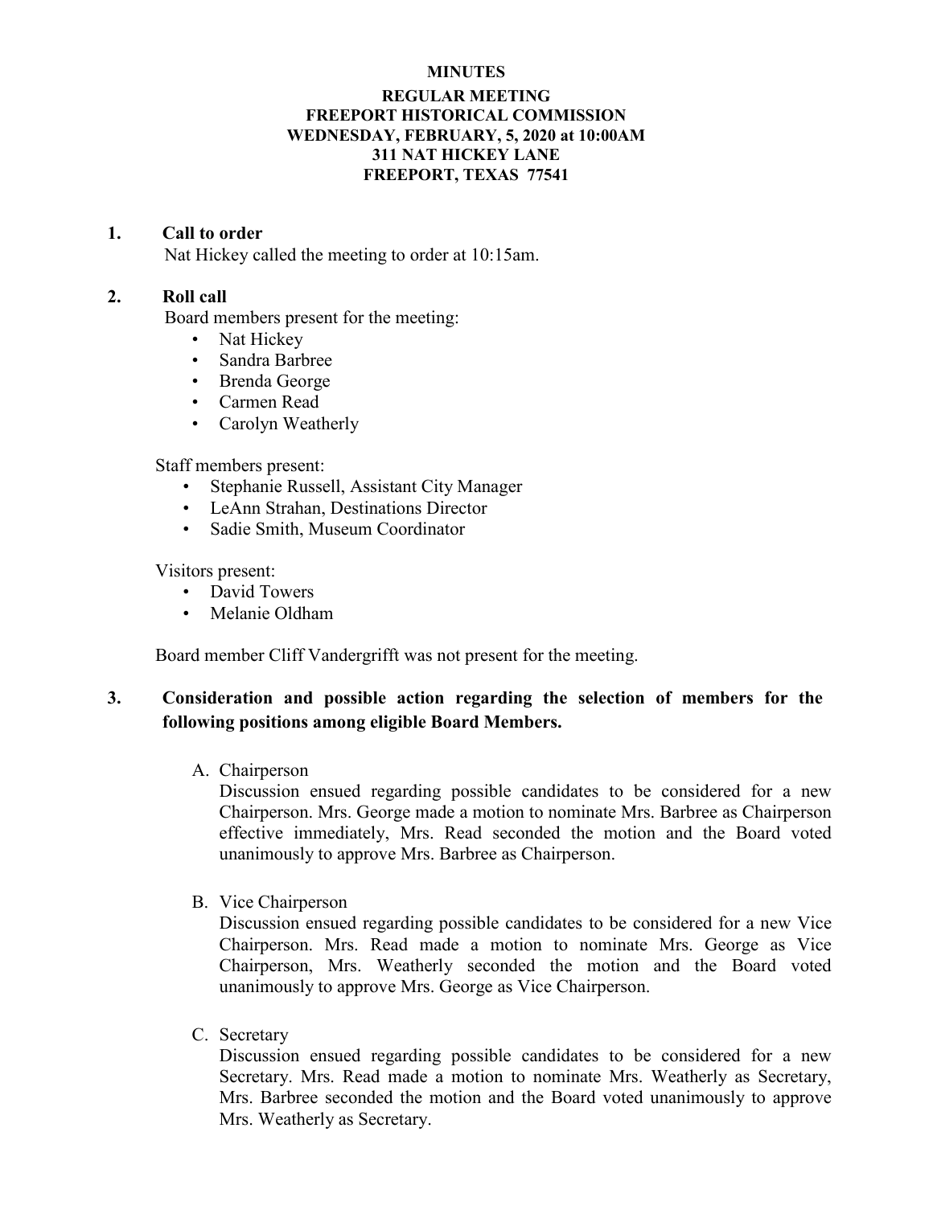# MINUTES

## REGULAR MEETING
## FREEPORT HISTORICAL COMMISSION
## WEDNESDAY, FEBRUARY, 5, 2020 at 10:00AM
## 311 NAT HICKEY LANE
## FREEPORT, TEXAS 77541

**1. Call to order**

Nat Hickey called the meeting to order at 10:15am.

**2. Roll call**

Board members present for the meeting:

- Nat Hickey
- Sandra Barbree
- Brenda George
- Carmen Read
- Carolyn Weatherly

Staff members present:

- Stephanie Russell, Assistant City Manager
- LeAnn Strahan, Destinations Director
- Sadie Smith, Museum Coordinator

Visitors present:

- David Towers
- Melanie Oldham

Board member Cliff Vandergrifft was not present for the meeting.

**3. Consideration and possible action regarding the selection of members for the following positions among eligible Board Members.**

A. Chairperson

Discussion ensued regarding possible candidates to be considered for a new Chairperson. Mrs. George made a motion to nominate Mrs. Barbree as Chairperson effective immediately, Mrs. Read seconded the motion and the Board voted unanimously to approve Mrs. Barbree as Chairperson.

B. Vice Chairperson

Discussion ensued regarding possible candidates to be considered for a new Vice Chairperson. Mrs. Read made a motion to nominate Mrs. George as Vice Chairperson, Mrs. Weatherly seconded the motion and the Board voted unanimously to approve Mrs. George as Vice Chairperson.

C. Secretary

Discussion ensued regarding possible candidates to be considered for a new Secretary. Mrs. Read made a motion to nominate Mrs. Weatherly as Secretary, Mrs. Barbree seconded the motion and the Board voted unanimously to approve Mrs. Weatherly as Secretary.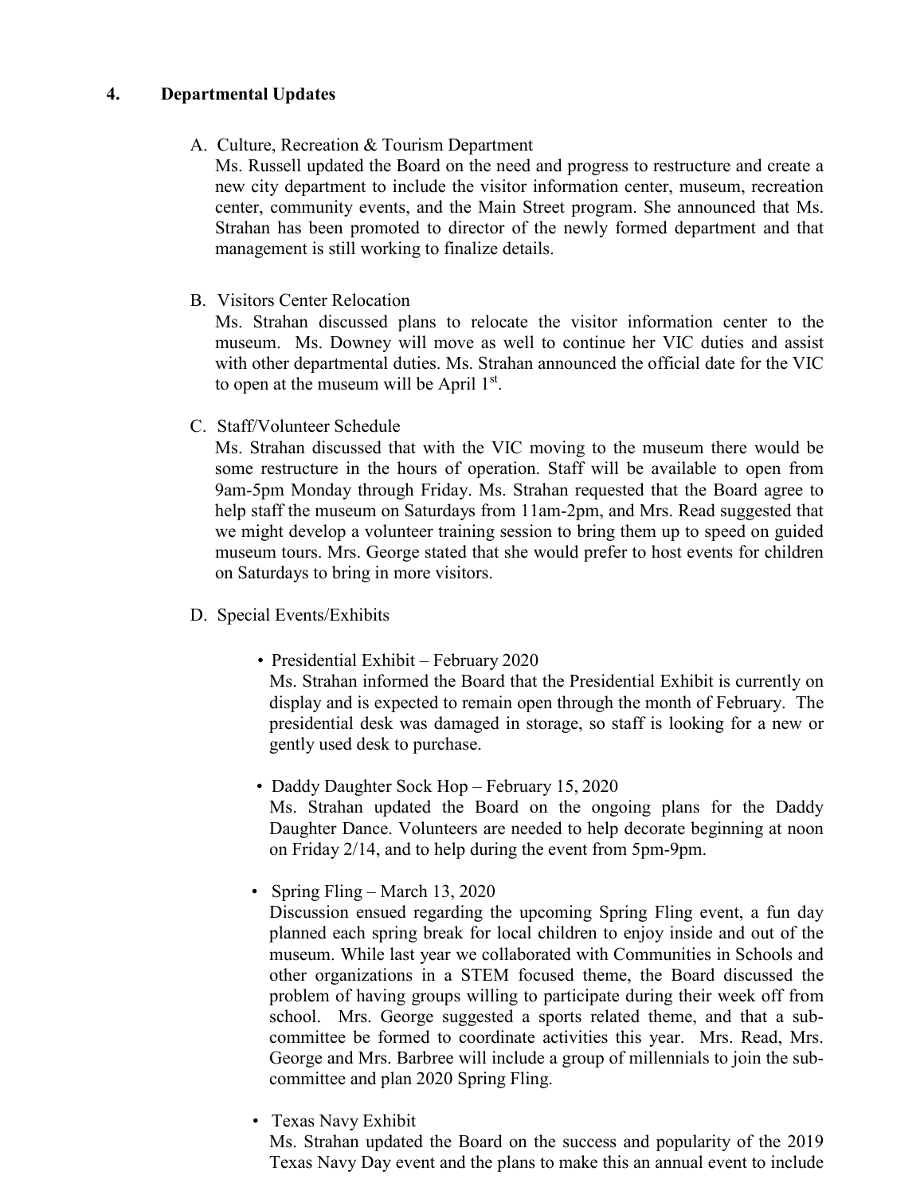## 4. Departmental Updates

A. Culture, Recreation & Tourism Department

Ms. Russell updated the Board on the need and progress to restructure and create a new city department to include the visitor information center, museum, recreation center, community events, and the Main Street program. She announced that Ms. Strahan has been promoted to director of the newly formed department and that management is still working to finalize details.

B. Visitors Center Relocation

Ms. Strahan discussed plans to relocate the visitor information center to the museum. Ms. Downey will move as well to continue her VIC duties and assist with other departmental duties. Ms. Strahan announced the official date for the VIC to open at the museum will be April 1st.

C. Staff/Volunteer Schedule

Ms. Strahan discussed that with the VIC moving to the museum there would be some restructure in the hours of operation. Staff will be available to open from 9am-5pm Monday through Friday. Ms. Strahan requested that the Board agree to help staff the museum on Saturdays from 11am-2pm, and Mrs. Read suggested that we might develop a volunteer training session to bring them up to speed on guided museum tours. Mrs. George stated that she would prefer to host events for children on Saturdays to bring in more visitors.

D. Special Events/Exhibits

- Presidential Exhibit – February 2020

  Ms. Strahan informed the Board that the Presidential Exhibit is currently on display and is expected to remain open through the month of February. The presidential desk was damaged in storage, so staff is looking for a new or gently used desk to purchase.

- Daddy Daughter Sock Hop – February 15, 2020

  Ms. Strahan updated the Board on the ongoing plans for the Daddy Daughter Dance. Volunteers are needed to help decorate beginning at noon on Friday 2/14, and to help during the event from 5pm-9pm.

- Spring Fling – March 13, 2020

  Discussion ensued regarding the upcoming Spring Fling event, a fun day planned each spring break for local children to enjoy inside and out of the museum. While last year we collaborated with Communities in Schools and other organizations in a STEM focused theme, the Board discussed the problem of having groups willing to participate during their week off from school. Mrs. George suggested a sports related theme, and that a sub-committee be formed to coordinate activities this year. Mrs. Read, Mrs. George and Mrs. Barbree will include a group of millennials to join the sub-committee and plan 2020 Spring Fling.

- Texas Navy Exhibit

  Ms. Strahan updated the Board on the success and popularity of the 2019 Texas Navy Day event and the plans to make this an annual event to include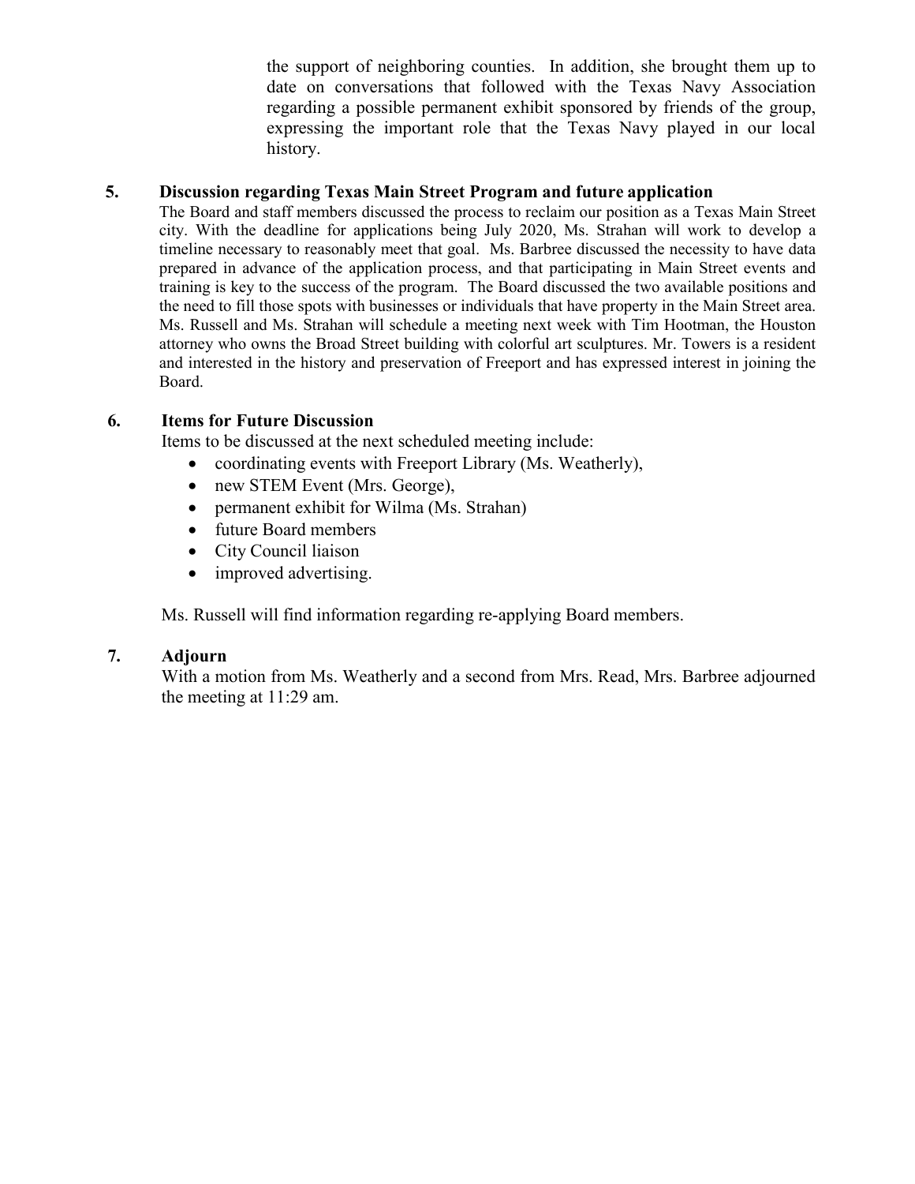the support of neighboring counties. In addition, she brought them up to date on conversations that followed with the Texas Navy Association regarding a possible permanent exhibit sponsored by friends of the group, expressing the important role that the Texas Navy played in our local history.

**5. Discussion regarding Texas Main Street Program and future application**

The Board and staff members discussed the process to reclaim our position as a Texas Main Street city. With the deadline for applications being July 2020, Ms. Strahan will work to develop a timeline necessary to reasonably meet that goal. Ms. Barbree discussed the necessity to have data prepared in advance of the application process, and that participating in Main Street events and training is key to the success of the program. The Board discussed the two available positions and the need to fill those spots with businesses or individuals that have property in the Main Street area. Ms. Russell and Ms. Strahan will schedule a meeting next week with Tim Hootman, the Houston attorney who owns the Broad Street building with colorful art sculptures. Mr. Towers is a resident and interested in the history and preservation of Freeport and has expressed interest in joining the Board.

**6. Items for Future Discussion**

Items to be discussed at the next scheduled meeting include:

- coordinating events with Freeport Library (Ms. Weatherly),
- new STEM Event (Mrs. George),
- permanent exhibit for Wilma (Ms. Strahan)
- future Board members
- City Council liaison
- improved advertising.

Ms. Russell will find information regarding re-applying Board members.

**7. Adjourn**

With a motion from Ms. Weatherly and a second from Mrs. Read, Mrs. Barbree adjourned the meeting at 11:29 am.